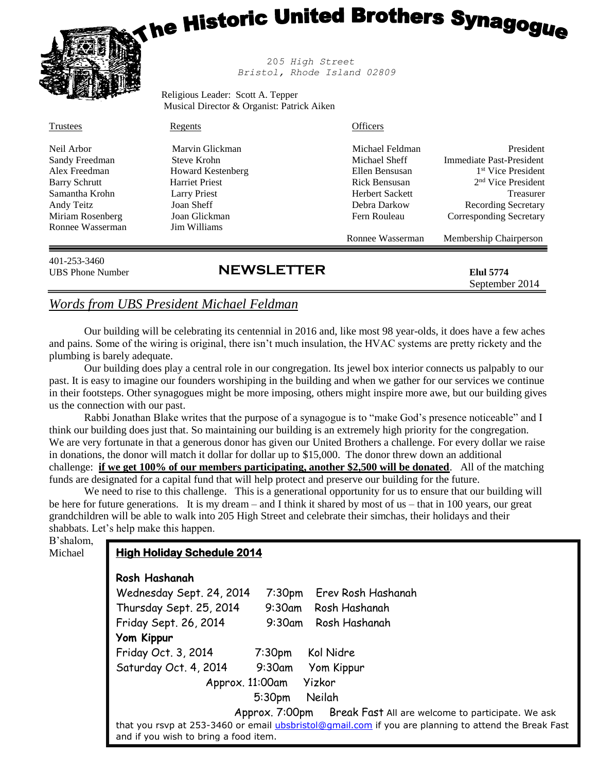# The Historic United Brothers Synagogue

205 High Street
Bristol, Rhode Island 02809

Religious Leader: Scott A. Tepper
Musical Director & Organist: Patrick Aiken

| Trustees | Regents | Officers | |
|---|---|---|---|
| Neil Arbor | Marvin Glickman | Michael Feldman | President |
| Sandy Freedman | Steve Krohn | Michael Sheff | Immediate Past-President |
| Alex Freedman | Howard Kestenberg | Ellen Bensusan | 1st Vice President |
| Barry Schrutt | Harriet Priest | Rick Bensusan | 2nd Vice President |
| Samantha Krohn | Larry Priest | Herbert Sackett | Treasurer |
| Andy Teitz | Joan Sheff | Debra Darkow | Recording Secretary |
| Miriam Rosenberg | Joan Glickman | Fern Rouleau | Corresponding Secretary |
| Ronnee Wasserman | Jim Williams | | |
| | | Ronnee Wasserman | Membership Chairperson |

401-253-3460
UBS Phone Number

## NEWSLETTER

**Elul 5774**
September 2014

## *Words from UBS President Michael Feldman*

Our building will be celebrating its centennial in 2016 and, like most 98 year-olds, it does have a few aches and pains. Some of the wiring is original, there isn't much insulation, the HVAC systems are pretty rickety and the plumbing is barely adequate.

Our building does play a central role in our congregation. Its jewel box interior connects us palpably to our past. It is easy to imagine our founders worshiping in the building and when we gather for our services we continue in their footsteps. Other synagogues might be more imposing, others might inspire more awe, but our building gives us the connection with our past.

Rabbi Jonathan Blake writes that the purpose of a synagogue is to "make God's presence noticeable" and I think our building does just that. So maintaining our building is an extremely high priority for the congregation. We are very fortunate in that a generous donor has given our United Brothers a challenge. For every dollar we raise in donations, the donor will match it dollar for dollar up to $15,000. The donor threw down an additional challenge: **if we get 100% of our members participating, another $2,500 will be donated**. All of the matching funds are designated for a capital fund that will help protect and preserve our building for the future.

We need to rise to this challenge. This is a generational opportunity for us to ensure that our building will be here for future generations. It is my dream – and I think it shared by most of us – that in 100 years, our great grandchildren will be able to walk into 205 High Street and celebrate their simchas, their holidays and their shabbats. Let's help make this happen.

B'shalom,
Michael

### High Holiday Schedule 2014

**Rosh Hashanah**

| | | |
|---|---|---|
| Wednesday Sept. 24, 2014 | 7:30pm | Erev Rosh Hashanah |
| Thursday Sept. 25, 2014 | 9:30am | Rosh Hashanah |
| Friday Sept. 26, 2014 | 9:30am | Rosh Hashanah |

**Yom Kippur**

| | | |
|---|---|---|
| Friday Oct. 3, 2014 | 7:30pm | Kol Nidre |
| Saturday Oct. 4, 2014 | 9:30am | Yom Kippur |
| | Approx. 11:00am | Yizkor |
| | 5:30pm | Neilah |
| | Approx. 7:00pm | Break Fast |

All are welcome to participate. We ask that you rsvp at 253-3460 or email ubsbristol@gmail.com if you are planning to attend the Break Fast and if you wish to bring a food item.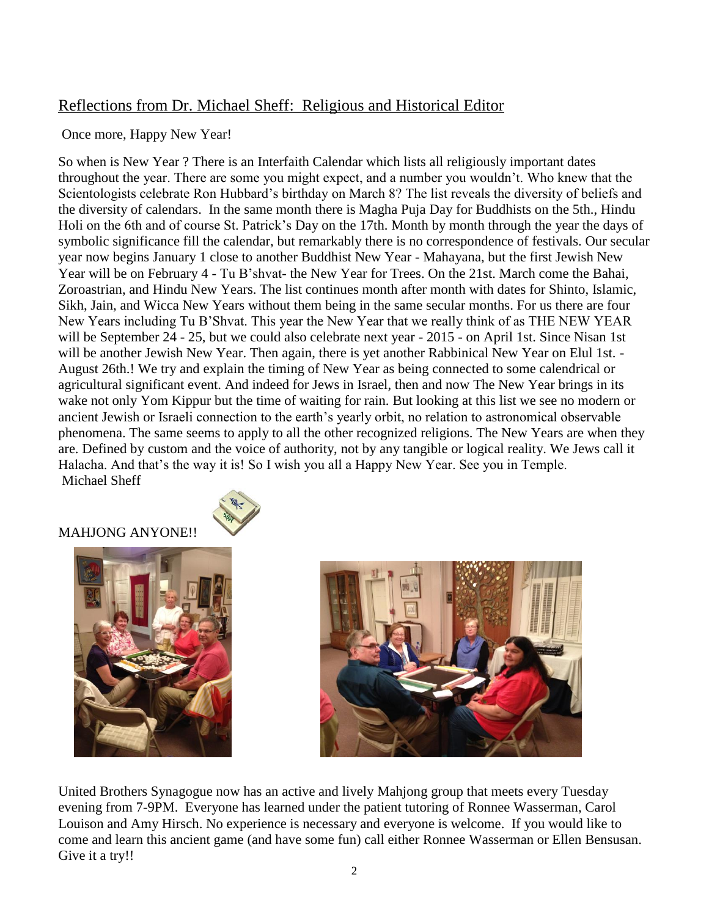## Reflections from Dr. Michael Sheff: Religious and Historical Editor

Once more, Happy New Year!

So when is New Year ? There is an Interfaith Calendar which lists all religiously important dates throughout the year. There are some you might expect, and a number you wouldn't. Who knew that the Scientologists celebrate Ron Hubbard's birthday on March 8? The list reveals the diversity of beliefs and the diversity of calendars. In the same month there is Magha Puja Day for Buddhists on the 5th., Hindu Holi on the 6th and of course St. Patrick's Day on the 17th. Month by month through the year the days of symbolic significance fill the calendar, but remarkably there is no correspondence of festivals. Our secular year now begins January 1 close to another Buddhist New Year - Mahayana, but the first Jewish New Year will be on February 4 - Tu B'shvat- the New Year for Trees. On the 21st. March come the Bahai, Zoroastrian, and Hindu New Years. The list continues month after month with dates for Shinto, Islamic, Sikh, Jain, and Wicca New Years without them being in the same secular months. For us there are four New Years including Tu B'Shvat. This year the New Year that we really think of as THE NEW YEAR will be September 24 - 25, but we could also celebrate next year - 2015 - on April 1st. Since Nisan 1st will be another Jewish New Year. Then again, there is yet another Rabbinical New Year on Elul 1st. - August 26th.! We try and explain the timing of New Year as being connected to some calendrical or agricultural significant event. And indeed for Jews in Israel, then and now The New Year brings in its wake not only Yom Kippur but the time of waiting for rain. But looking at this list we see no modern or ancient Jewish or Israeli connection to the earth's yearly orbit, no relation to astronomical observable phenomena. The same seems to apply to all the other recognized religions. The New Years are when they are. Defined by custom and the voice of authority, not by any tangible or logical reality. We Jews call it Halacha. And that's the way it is! So I wish you all a Happy New Year. See you in Temple.
Michael Sheff

## MAHJONG ANYONE!!

United Brothers Synagogue now has an active and lively Mahjong group that meets every Tuesday evening from 7-9PM. Everyone has learned under the patient tutoring of Ronnee Wasserman, Carol Louison and Amy Hirsch. No experience is necessary and everyone is welcome. If you would like to come and learn this ancient game (and have some fun) call either Ronnee Wasserman or Ellen Bensusan. Give it a try!!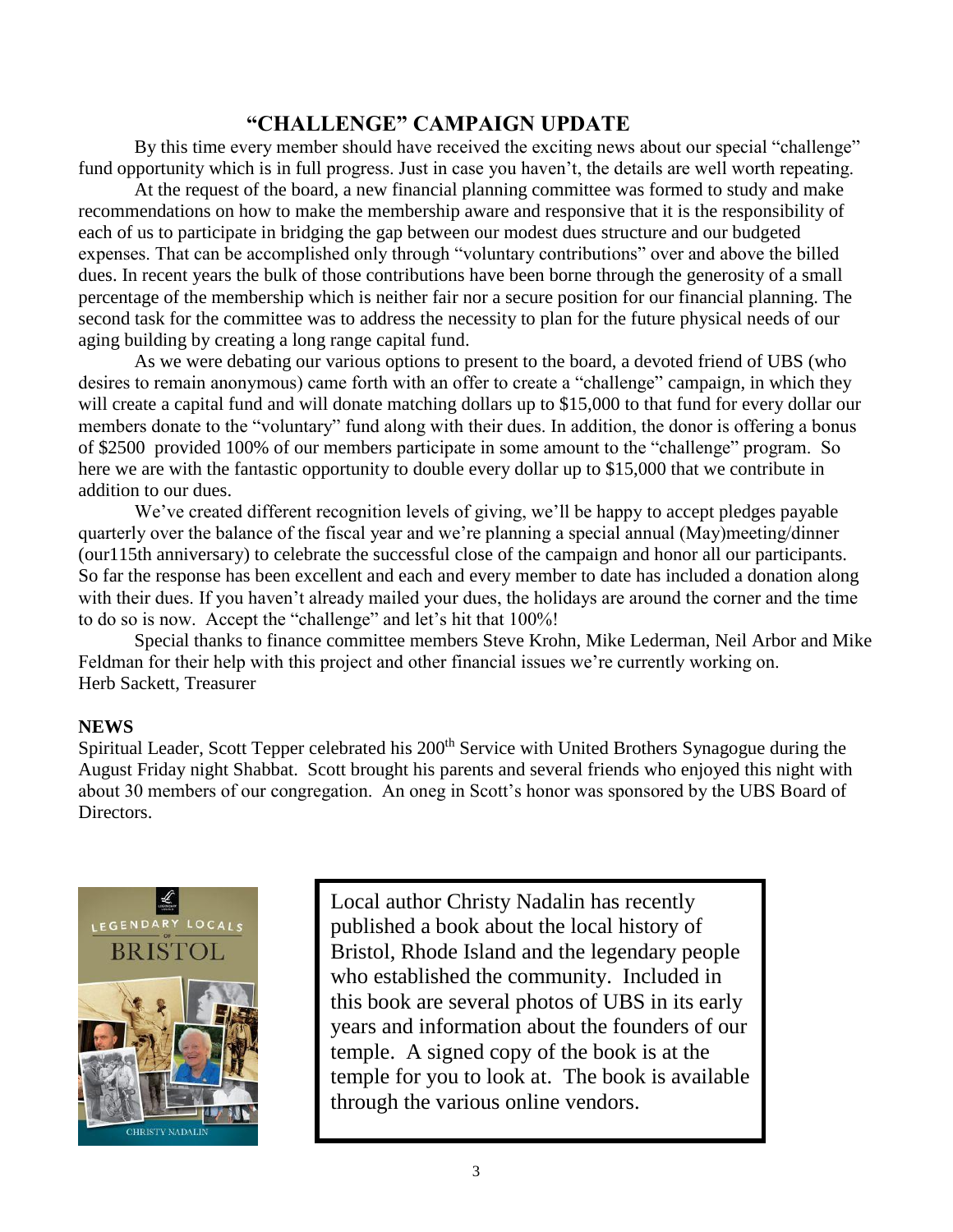## "CHALLENGE" CAMPAIGN UPDATE

By this time every member should have received the exciting news about our special "challenge" fund opportunity which is in full progress. Just in case you haven't, the details are well worth repeating.

At the request of the board, a new financial planning committee was formed to study and make recommendations on how to make the membership aware and responsive that it is the responsibility of each of us to participate in bridging the gap between our modest dues structure and our budgeted expenses. That can be accomplished only through "voluntary contributions" over and above the billed dues. In recent years the bulk of those contributions have been borne through the generosity of a small percentage of the membership which is neither fair nor a secure position for our financial planning. The second task for the committee was to address the necessity to plan for the future physical needs of our aging building by creating a long range capital fund.

As we were debating our various options to present to the board, a devoted friend of UBS (who desires to remain anonymous) came forth with an offer to create a "challenge" campaign, in which they will create a capital fund and will donate matching dollars up to $15,000 to that fund for every dollar our members donate to the "voluntary" fund along with their dues. In addition, the donor is offering a bonus of $2500 provided 100% of our members participate in some amount to the "challenge" program. So here we are with the fantastic opportunity to double every dollar up to $15,000 that we contribute in addition to our dues.

We've created different recognition levels of giving, we'll be happy to accept pledges payable quarterly over the balance of the fiscal year and we're planning a special annual (May)meeting/dinner (our115th anniversary) to celebrate the successful close of the campaign and honor all our participants. So far the response has been excellent and each and every member to date has included a donation along with their dues. If you haven't already mailed your dues, the holidays are around the corner and the time to do so is now. Accept the "challenge" and let's hit that 100%!

Special thanks to finance committee members Steve Krohn, Mike Lederman, Neil Arbor and Mike Feldman for their help with this project and other financial issues we're currently working on.
Herb Sackett, Treasurer

**NEWS**

Spiritual Leader, Scott Tepper celebrated his 200th Service with United Brothers Synagogue during the August Friday night Shabbat. Scott brought his parents and several friends who enjoyed this night with about 30 members of our congregation. An oneg in Scott's honor was sponsored by the UBS Board of Directors.

Local author Christy Nadalin has recently published a book about the local history of Bristol, Rhode Island and the legendary people who established the community. Included in this book are several photos of UBS in its early years and information about the founders of our temple. A signed copy of the book is at the temple for you to look at. The book is available through the various online vendors.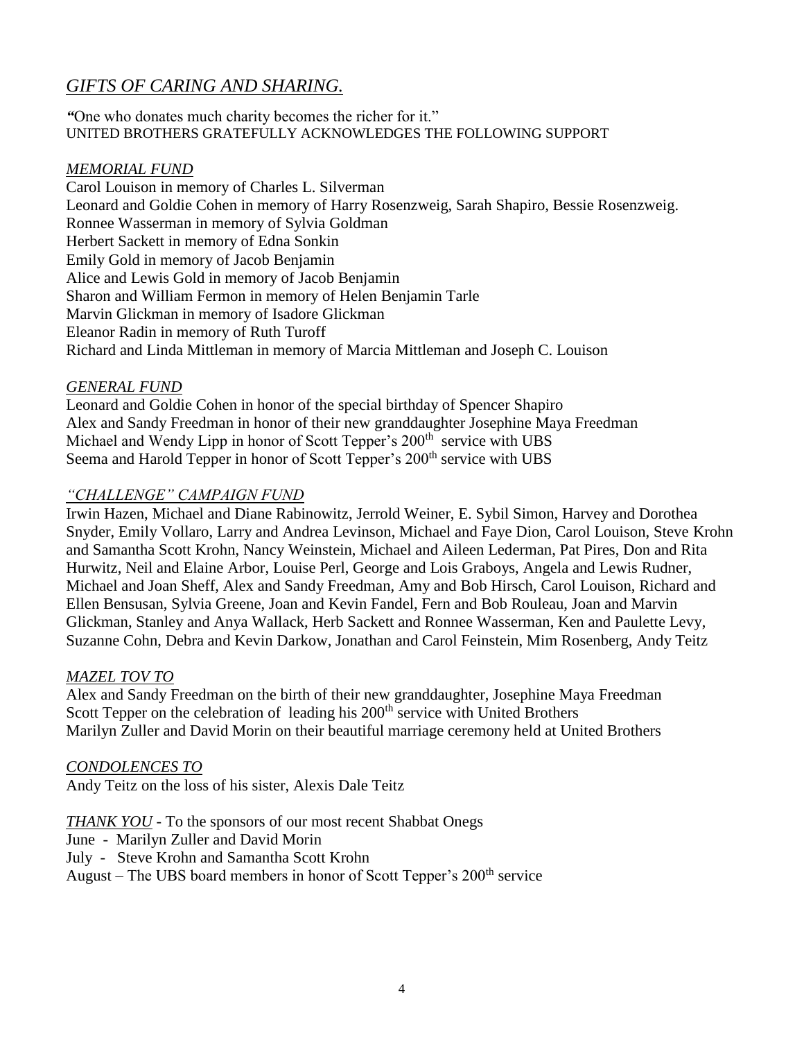## *GIFTS OF CARING AND SHARING.*

*"*One who donates much charity becomes the richer for it."
UNITED BROTHERS GRATEFULLY ACKNOWLEDGES THE FOLLOWING SUPPORT

### *MEMORIAL FUND*

Carol Louison in memory of Charles L. Silverman
Leonard and Goldie Cohen in memory of Harry Rosenzweig, Sarah Shapiro, Bessie Rosenzweig.
Ronnee Wasserman in memory of Sylvia Goldman
Herbert Sackett in memory of Edna Sonkin
Emily Gold in memory of Jacob Benjamin
Alice and Lewis Gold in memory of Jacob Benjamin
Sharon and William Fermon in memory of Helen Benjamin Tarle
Marvin Glickman in memory of Isadore Glickman
Eleanor Radin in memory of Ruth Turoff
Richard and Linda Mittleman in memory of Marcia Mittleman and Joseph C. Louison

### *GENERAL FUND*

Leonard and Goldie Cohen in honor of the special birthday of Spencer Shapiro
Alex and Sandy Freedman in honor of their new granddaughter Josephine Maya Freedman
Michael and Wendy Lipp in honor of Scott Tepper's 200th service with UBS
Seema and Harold Tepper in honor of Scott Tepper's 200th service with UBS

### *"CHALLENGE" CAMPAIGN FUND*

Irwin Hazen, Michael and Diane Rabinowitz, Jerrold Weiner, E. Sybil Simon, Harvey and Dorothea Snyder, Emily Vollaro, Larry and Andrea Levinson, Michael and Faye Dion, Carol Louison, Steve Krohn and Samantha Scott Krohn, Nancy Weinstein, Michael and Aileen Lederman, Pat Pires, Don and Rita Hurwitz, Neil and Elaine Arbor, Louise Perl, George and Lois Graboys, Angela and Lewis Rudner, Michael and Joan Sheff, Alex and Sandy Freedman, Amy and Bob Hirsch, Carol Louison, Richard and Ellen Bensusan, Sylvia Greene, Joan and Kevin Fandel, Fern and Bob Rouleau, Joan and Marvin Glickman, Stanley and Anya Wallack, Herb Sackett and Ronnee Wasserman, Ken and Paulette Levy, Suzanne Cohn, Debra and Kevin Darkow, Jonathan and Carol Feinstein, Mim Rosenberg, Andy Teitz

### *MAZEL TOV TO*

Alex and Sandy Freedman on the birth of their new granddaughter, Josephine Maya Freedman
Scott Tepper on the celebration of leading his 200th service with United Brothers
Marilyn Zuller and David Morin on their beautiful marriage ceremony held at United Brothers

### *CONDOLENCES TO*

Andy Teitz on the loss of his sister, Alexis Dale Teitz

*THANK YOU* - To the sponsors of our most recent Shabbat Onegs
June - Marilyn Zuller and David Morin
July - Steve Krohn and Samantha Scott Krohn
August – The UBS board members in honor of Scott Tepper's 200th service